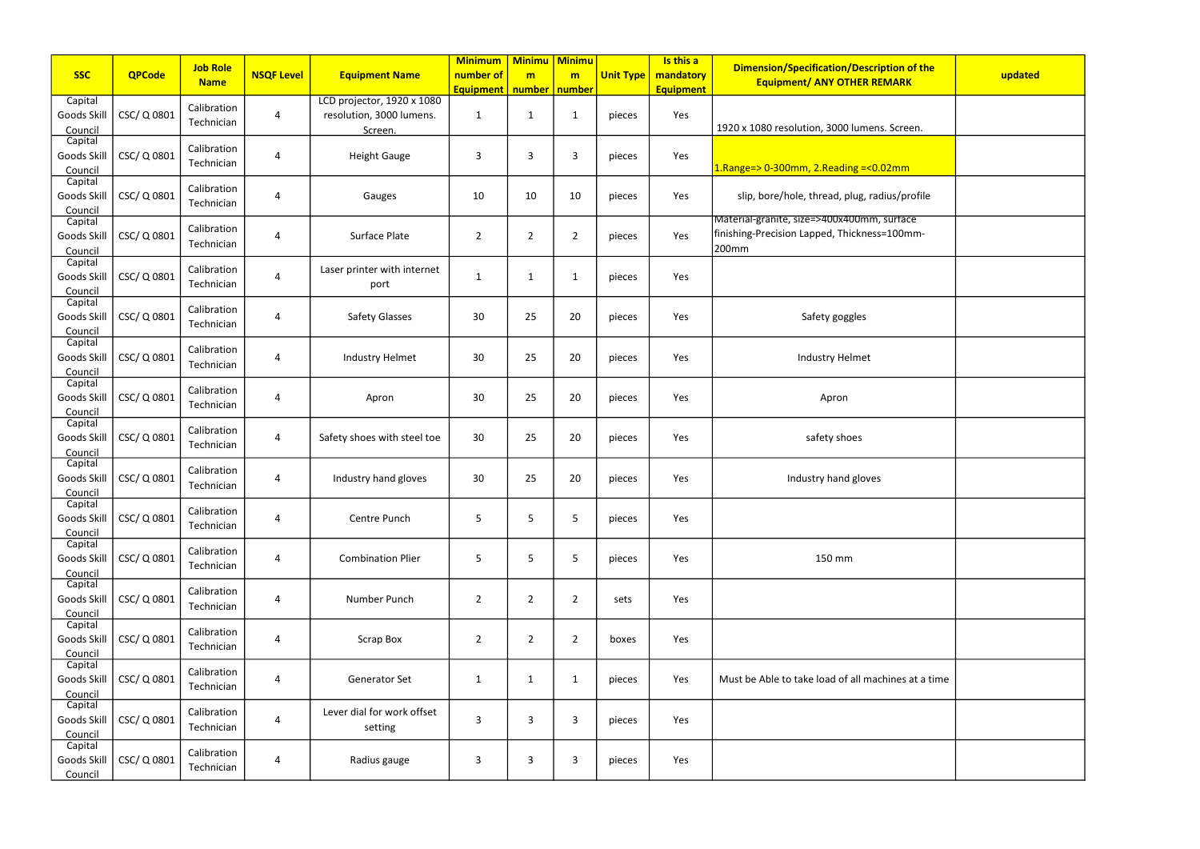| SSC | QPCode | Job Role Name | NSQF Level | Equipment Name | Minimum number of Equipment | Minimum number | Minimum number | Unit Type | Is this a mandatory Equipment | Dimension/Specification/Description of the Equipment/ ANY OTHER REMARK | updated |
|---|---|---|---|---|---|---|---|---|---|---|---|
| Capital Goods Skill Council | CSC/ Q 0801 | Calibration Technician | 4 | LCD projector, 1920 x 1080 resolution, 3000 lumens. Screen. | 1 | 1 | 1 | pieces | Yes | 1920 x 1080 resolution, 3000 lumens. Screen. | |
| Capital Goods Skill Council | CSC/ Q 0801 | Calibration Technician | 4 | Height Gauge | 3 | 3 | 3 | pieces | Yes | 1.Range=> 0-300mm, 2.Reading =<0.02mm | |
| Capital Goods Skill Council | CSC/ Q 0801 | Calibration Technician | 4 | Gauges | 10 | 10 | 10 | pieces | Yes | slip, bore/hole, thread, plug, radius/profile | |
| Capital Goods Skill Council | CSC/ Q 0801 | Calibration Technician | 4 | Surface Plate | 2 | 2 | 2 | pieces | Yes | Material-granite, size=>400x400mm, surface finishing-Precision Lapped, Thickness=100mm-200mm | |
| Capital Goods Skill Council | CSC/ Q 0801 | Calibration Technician | 4 | Laser printer with internet port | 1 | 1 | 1 | pieces | Yes | | |
| Capital Goods Skill Council | CSC/ Q 0801 | Calibration Technician | 4 | Safety Glasses | 30 | 25 | 20 | pieces | Yes | Safety goggles | |
| Capital Goods Skill Council | CSC/ Q 0801 | Calibration Technician | 4 | Industry Helmet | 30 | 25 | 20 | pieces | Yes | Industry Helmet | |
| Capital Goods Skill Council | CSC/ Q 0801 | Calibration Technician | 4 | Apron | 30 | 25 | 20 | pieces | Yes | Apron | |
| Capital Goods Skill Council | CSC/ Q 0801 | Calibration Technician | 4 | Safety shoes with steel toe | 30 | 25 | 20 | pieces | Yes | safety shoes | |
| Capital Goods Skill Council | CSC/ Q 0801 | Calibration Technician | 4 | Industry hand gloves | 30 | 25 | 20 | pieces | Yes | Industry hand gloves | |
| Capital Goods Skill Council | CSC/ Q 0801 | Calibration Technician | 4 | Centre Punch | 5 | 5 | 5 | pieces | Yes | | |
| Capital Goods Skill Council | CSC/ Q 0801 | Calibration Technician | 4 | Combination Plier | 5 | 5 | 5 | pieces | Yes | 150 mm | |
| Capital Goods Skill Council | CSC/ Q 0801 | Calibration Technician | 4 | Number Punch | 2 | 2 | 2 | sets | Yes | | |
| Capital Goods Skill Council | CSC/ Q 0801 | Calibration Technician | 4 | Scrap Box | 2 | 2 | 2 | boxes | Yes | | |
| Capital Goods Skill Council | CSC/ Q 0801 | Calibration Technician | 4 | Generator Set | 1 | 1 | 1 | pieces | Yes | Must be Able to take load of all machines at a time | |
| Capital Goods Skill Council | CSC/ Q 0801 | Calibration Technician | 4 | Lever dial for work offset setting | 3 | 3 | 3 | pieces | Yes | | |
| Capital Goods Skill Council | CSC/ Q 0801 | Calibration Technician | 4 | Radius gauge | 3 | 3 | 3 | pieces | Yes | | |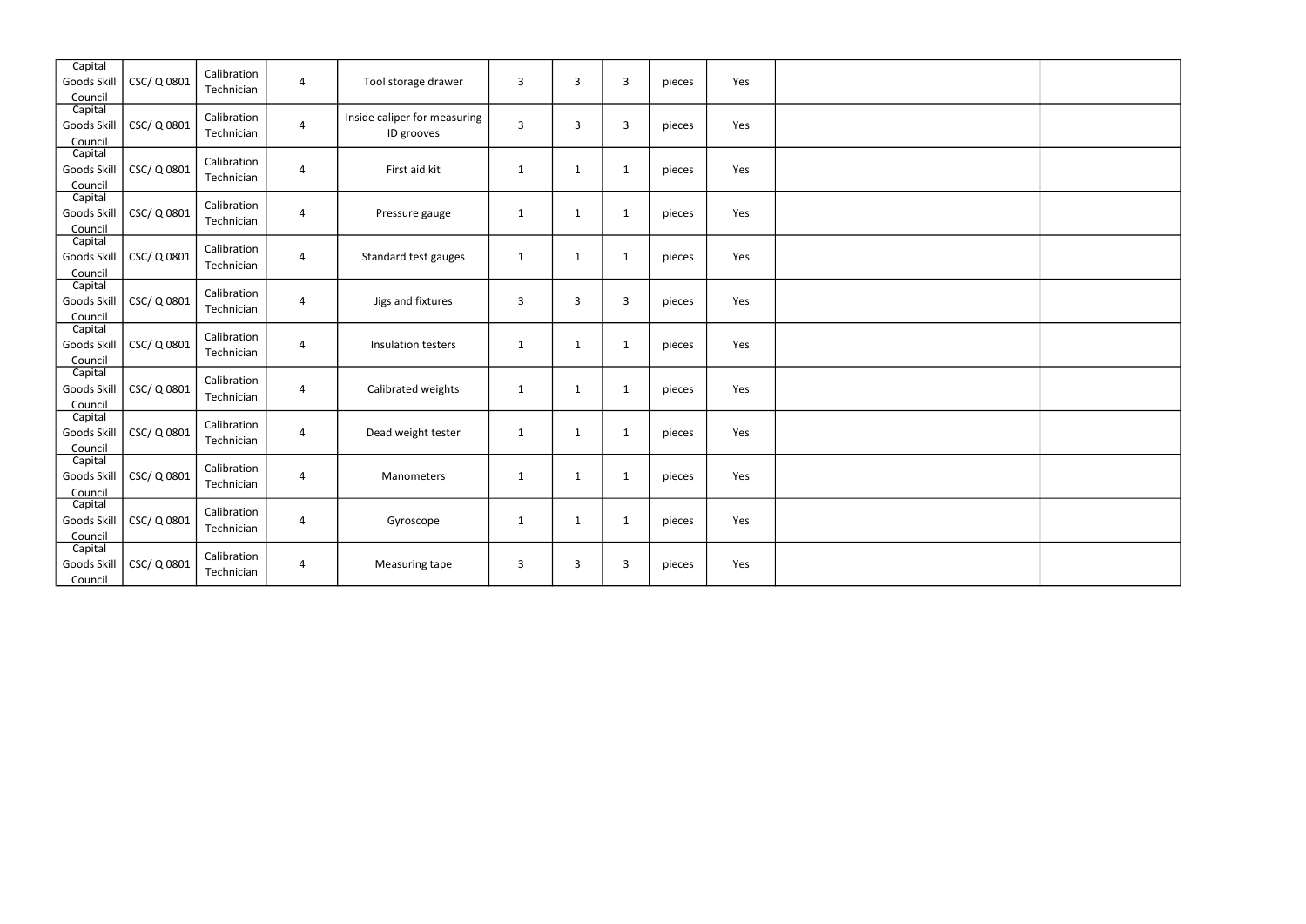| | | | | | | | | | | | |
|---|---|---|---|---|---|---|---|---|---|---|---|
| Capital Goods Skill Council | CSC/ Q 0801 | Calibration Technician | 4 | Tool storage drawer | 3 | 3 | 3 | pieces | Yes | | |
| Capital Goods Skill Council | CSC/ Q 0801 | Calibration Technician | 4 | Inside caliper for measuring ID grooves | 3 | 3 | 3 | pieces | Yes | | |
| Capital Goods Skill Council | CSC/ Q 0801 | Calibration Technician | 4 | First aid kit | 1 | 1 | 1 | pieces | Yes | | |
| Capital Goods Skill Council | CSC/ Q 0801 | Calibration Technician | 4 | Pressure gauge | 1 | 1 | 1 | pieces | Yes | | |
| Capital Goods Skill Council | CSC/ Q 0801 | Calibration Technician | 4 | Standard test gauges | 1 | 1 | 1 | pieces | Yes | | |
| Capital Goods Skill Council | CSC/ Q 0801 | Calibration Technician | 4 | Jigs and fixtures | 3 | 3 | 3 | pieces | Yes | | |
| Capital Goods Skill Council | CSC/ Q 0801 | Calibration Technician | 4 | Insulation testers | 1 | 1 | 1 | pieces | Yes | | |
| Capital Goods Skill Council | CSC/ Q 0801 | Calibration Technician | 4 | Calibrated weights | 1 | 1 | 1 | pieces | Yes | | |
| Capital Goods Skill Council | CSC/ Q 0801 | Calibration Technician | 4 | Dead weight tester | 1 | 1 | 1 | pieces | Yes | | |
| Capital Goods Skill Council | CSC/ Q 0801 | Calibration Technician | 4 | Manometers | 1 | 1 | 1 | pieces | Yes | | |
| Capital Goods Skill Council | CSC/ Q 0801 | Calibration Technician | 4 | Gyroscope | 1 | 1 | 1 | pieces | Yes | | |
| Capital Goods Skill Council | CSC/ Q 0801 | Calibration Technician | 4 | Measuring tape | 3 | 3 | 3 | pieces | Yes | | |